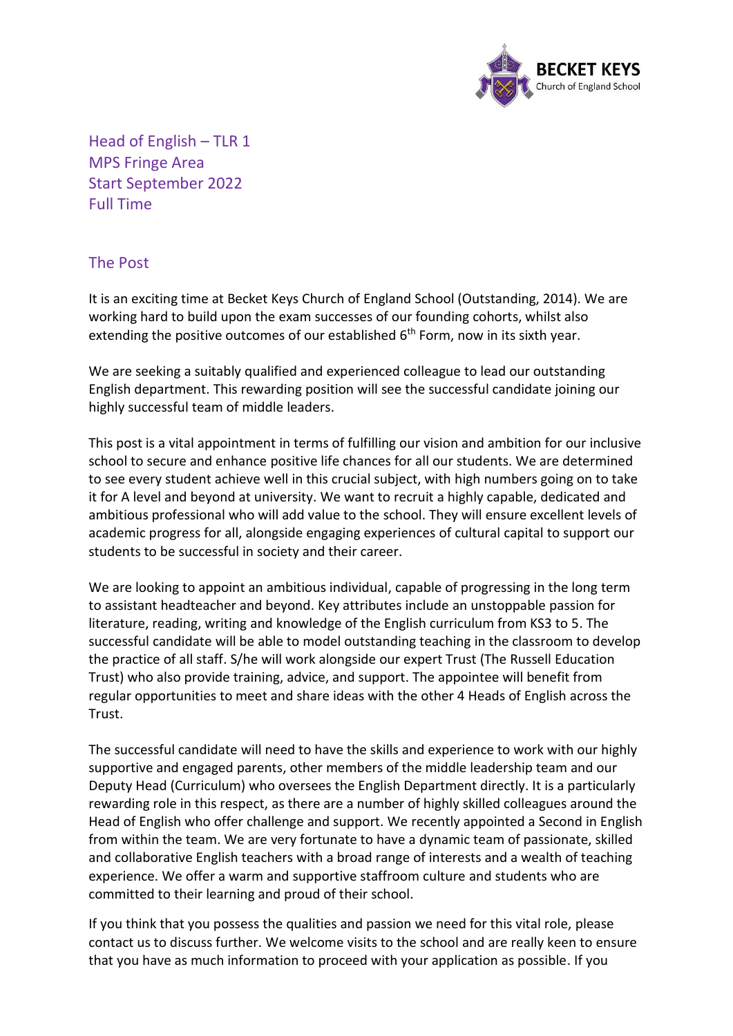BECKET KEYS
Church of England School

## Head of English – TLR 1
## MPS Fringe Area
## Start September 2022
## Full Time

## The Post

It is an exciting time at Becket Keys Church of England School (Outstanding, 2014). We are working hard to build upon the exam successes of our founding cohorts, whilst also extending the positive outcomes of our established 6th Form, now in its sixth year.

We are seeking a suitably qualified and experienced colleague to lead our outstanding English department. This rewarding position will see the successful candidate joining our highly successful team of middle leaders.

This post is a vital appointment in terms of fulfilling our vision and ambition for our inclusive school to secure and enhance positive life chances for all our students. We are determined to see every student achieve well in this crucial subject, with high numbers going on to take it for A level and beyond at university. We want to recruit a highly capable, dedicated and ambitious professional who will add value to the school. They will ensure excellent levels of academic progress for all, alongside engaging experiences of cultural capital to support our students to be successful in society and their career.

We are looking to appoint an ambitious individual, capable of progressing in the long term to assistant headteacher and beyond. Key attributes include an unstoppable passion for literature, reading, writing and knowledge of the English curriculum from KS3 to 5. The successful candidate will be able to model outstanding teaching in the classroom to develop the practice of all staff. S/he will work alongside our expert Trust (The Russell Education Trust) who also provide training, advice, and support. The appointee will benefit from regular opportunities to meet and share ideas with the other 4 Heads of English across the Trust.

The successful candidate will need to have the skills and experience to work with our highly supportive and engaged parents, other members of the middle leadership team and our Deputy Head (Curriculum) who oversees the English Department directly. It is a particularly rewarding role in this respect, as there are a number of highly skilled colleagues around the Head of English who offer challenge and support. We recently appointed a Second in English from within the team. We are very fortunate to have a dynamic team of passionate, skilled and collaborative English teachers with a broad range of interests and a wealth of teaching experience. We offer a warm and supportive staffroom culture and students who are committed to their learning and proud of their school.

If you think that you possess the qualities and passion we need for this vital role, please contact us to discuss further. We welcome visits to the school and are really keen to ensure that you have as much information to proceed with your application as possible. If you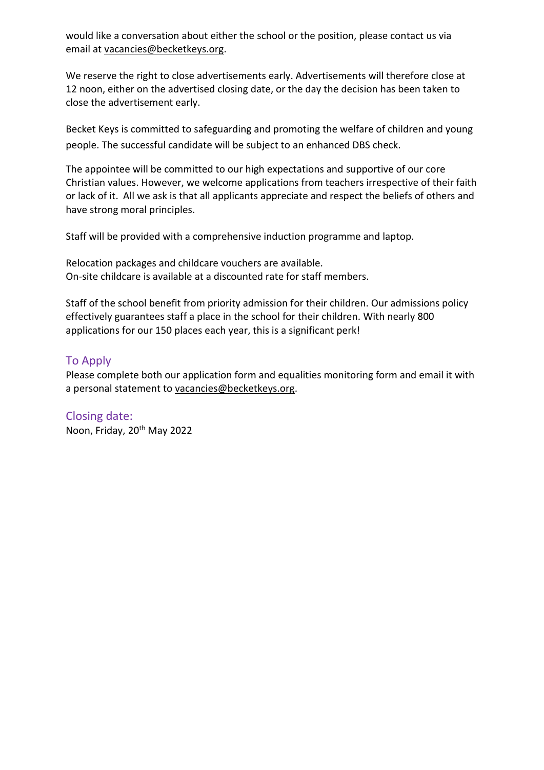would like a conversation about either the school or the position, please contact us via email at vacancies@becketkeys.org.

We reserve the right to close advertisements early. Advertisements will therefore close at 12 noon, either on the advertised closing date, or the day the decision has been taken to close the advertisement early.

Becket Keys is committed to safeguarding and promoting the welfare of children and young people. The successful candidate will be subject to an enhanced DBS check.

The appointee will be committed to our high expectations and supportive of our core Christian values. However, we welcome applications from teachers irrespective of their faith or lack of it. All we ask is that all applicants appreciate and respect the beliefs of others and have strong moral principles.

Staff will be provided with a comprehensive induction programme and laptop.

Relocation packages and childcare vouchers are available.
On-site childcare is available at a discounted rate for staff members.

Staff of the school benefit from priority admission for their children. Our admissions policy effectively guarantees staff a place in the school for their children. With nearly 800 applications for our 150 places each year, this is a significant perk!

## To Apply

Please complete both our application form and equalities monitoring form and email it with a personal statement to vacancies@becketkeys.org.

## Closing date:

Noon, Friday, 20th May 2022